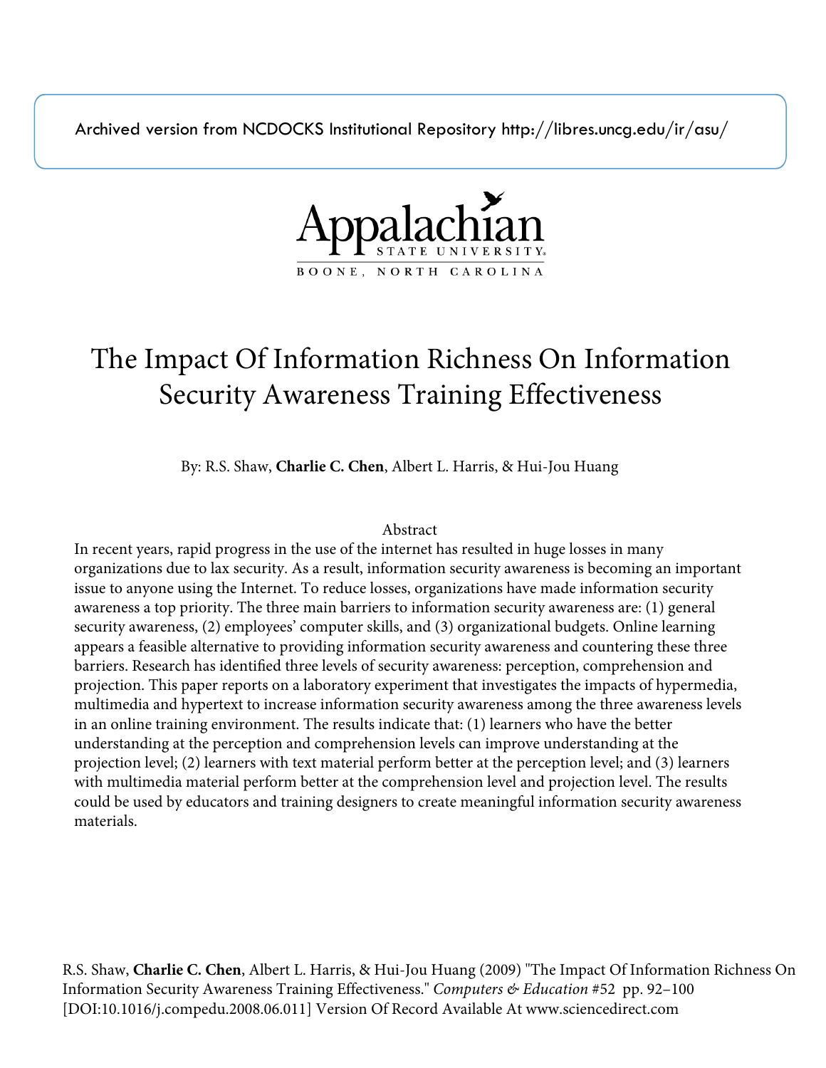Archived version from NCDOCKS Institutional Repository http://libres.uncg.edu/ir/asu/

Appalachian State University
BOONE, NORTH CAROLINA

# The Impact Of Information Richness On Information Security Awareness Training Effectiveness

By: R.S. Shaw, **Charlie C. Chen**, Albert L. Harris, & Hui-Jou Huang

## Abstract

In recent years, rapid progress in the use of the internet has resulted in huge losses in many organizations due to lax security. As a result, information security awareness is becoming an important issue to anyone using the Internet. To reduce losses, organizations have made information security awareness a top priority. The three main barriers to information security awareness are: (1) general security awareness, (2) employees' computer skills, and (3) organizational budgets. Online learning appears a feasible alternative to providing information security awareness and countering these three barriers. Research has identified three levels of security awareness: perception, comprehension and projection. This paper reports on a laboratory experiment that investigates the impacts of hypermedia, multimedia and hypertext to increase information security awareness among the three awareness levels in an online training environment. The results indicate that: (1) learners who have the better understanding at the perception and comprehension levels can improve understanding at the projection level; (2) learners with text material perform better at the perception level; and (3) learners with multimedia material perform better at the comprehension level and projection level. The results could be used by educators and training designers to create meaningful information security awareness materials.

R.S. Shaw, **Charlie C. Chen**, Albert L. Harris, & Hui-Jou Huang (2009) "The Impact Of Information Richness On Information Security Awareness Training Effectiveness." *Computers & Education* #52 pp. 92–100 [DOI:10.1016/j.compedu.2008.06.011] Version Of Record Available At www.sciencedirect.com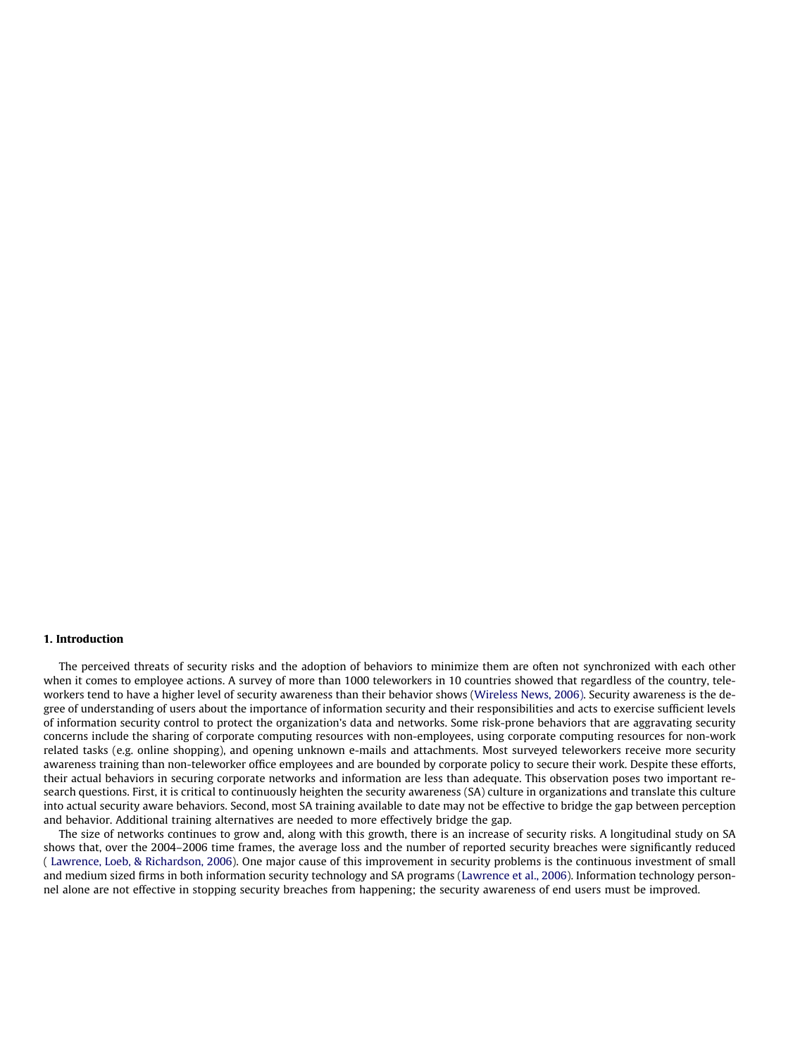## 1. Introduction

The perceived threats of security risks and the adoption of behaviors to minimize them are often not synchronized with each other when it comes to employee actions. A survey of more than 1000 teleworkers in 10 countries showed that regardless of the country, teleworkers tend to have a higher level of security awareness than their behavior shows (Wireless News, 2006). Security awareness is the degree of understanding of users about the importance of information security and their responsibilities and acts to exercise sufficient levels of information security control to protect the organization's data and networks. Some risk-prone behaviors that are aggravating security concerns include the sharing of corporate computing resources with non-employees, using corporate computing resources for non-work related tasks (e.g. online shopping), and opening unknown e-mails and attachments. Most surveyed teleworkers receive more security awareness training than non-teleworker office employees and are bounded by corporate policy to secure their work. Despite these efforts, their actual behaviors in securing corporate networks and information are less than adequate. This observation poses two important research questions. First, it is critical to continuously heighten the security awareness (SA) culture in organizations and translate this culture into actual security aware behaviors. Second, most SA training available to date may not be effective to bridge the gap between perception and behavior. Additional training alternatives are needed to more effectively bridge the gap.

The size of networks continues to grow and, along with this growth, there is an increase of security risks. A longitudinal study on SA shows that, over the 2004–2006 time frames, the average loss and the number of reported security breaches were significantly reduced ( Lawrence, Loeb, & Richardson, 2006). One major cause of this improvement in security problems is the continuous investment of small and medium sized firms in both information security technology and SA programs (Lawrence et al., 2006). Information technology personnel alone are not effective in stopping security breaches from happening; the security awareness of end users must be improved.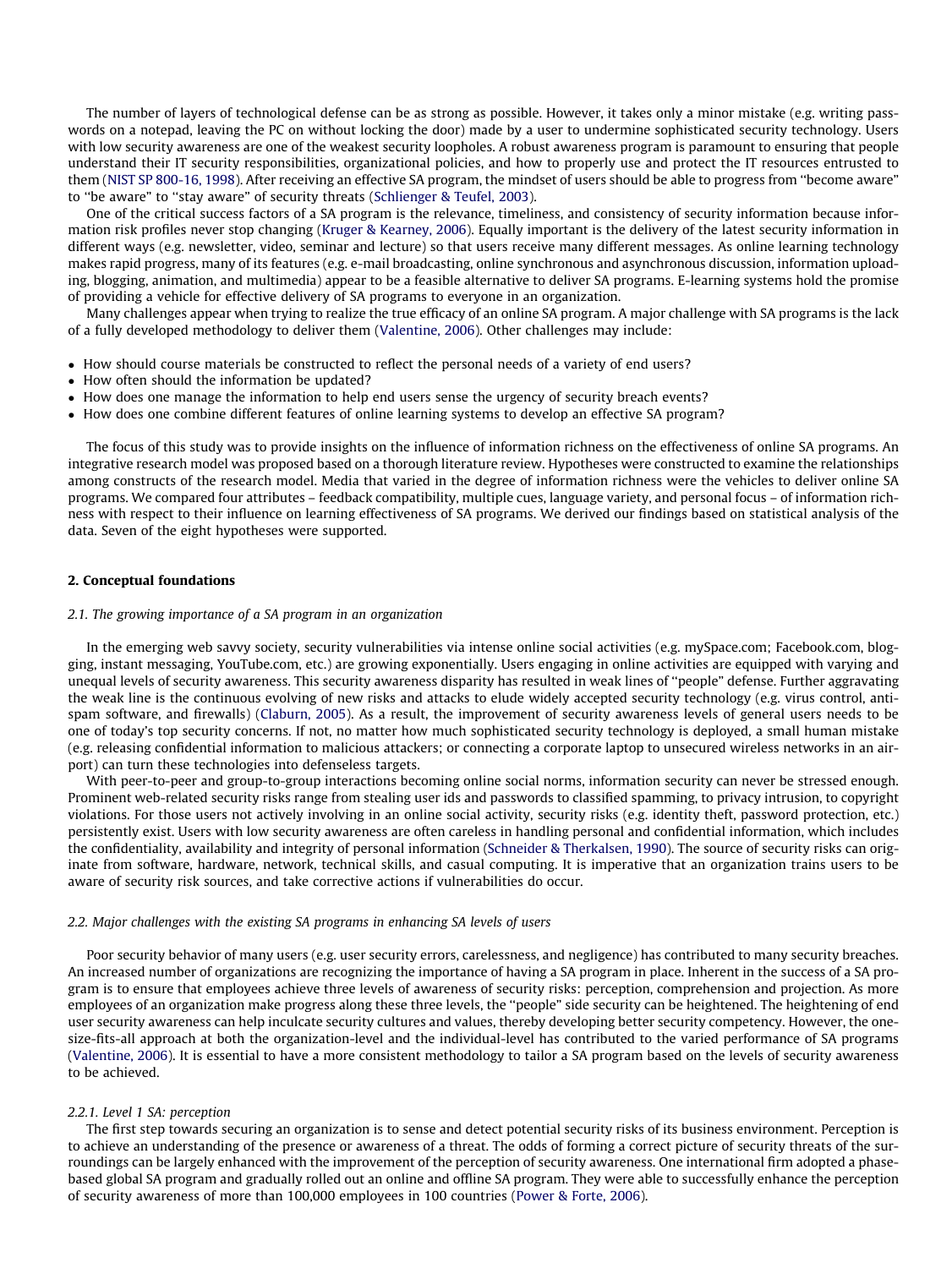The number of layers of technological defense can be as strong as possible. However, it takes only a minor mistake (e.g. writing passwords on a notepad, leaving the PC on without locking the door) made by a user to undermine sophisticated security technology. Users with low security awareness are one of the weakest security loopholes. A robust awareness program is paramount to ensuring that people understand their IT security responsibilities, organizational policies, and how to properly use and protect the IT resources entrusted to them (NIST SP 800-16, 1998). After receiving an effective SA program, the mindset of users should be able to progress from "become aware" to "be aware" of security threats (Schlienger & Teufel, 2003).

One of the critical success factors of a SA program is the relevance, timeliness, and consistency of security information because information risk profiles never stop changing (Kruger & Kearney, 2006). Equally important is the delivery of the latest security information in different ways (e.g. newsletter, video, seminar and lecture) so that users receive many different messages. As online learning technology makes rapid progress, many of its features (e.g. e-mail broadcasting, online synchronous and asynchronous discussion, information uploading, blogging, animation, and multimedia) appear to be a feasible alternative to deliver SA programs. E-learning systems hold the promise of providing a vehicle for effective delivery of SA programs to everyone in an organization.

Many challenges appear when trying to realize the true efficacy of an online SA program. A major challenge with SA programs is the lack of a fully developed methodology to deliver them (Valentine, 2006). Other challenges may include:

- How should course materials be constructed to reflect the personal needs of a variety of end users?
- How often should the information be updated?
- How does one manage the information to help end users sense the urgency of security breach events?
- How does one combine different features of online learning systems to develop an effective SA program?

The focus of this study was to provide insights on the influence of information richness on the effectiveness of online SA programs. An integrative research model was proposed based on a thorough literature review. Hypotheses were constructed to examine the relationships among constructs of the research model. Media that varied in the degree of information richness were the vehicles to deliver online SA programs. We compared four attributes – feedback compatibility, multiple cues, language variety, and personal focus – of information richness with respect to their influence on learning effectiveness of SA programs. We derived our findings based on statistical analysis of the data. Seven of the eight hypotheses were supported.

## 2. Conceptual foundations

### *2.1. The growing importance of a SA program in an organization*

In the emerging web savvy society, security vulnerabilities via intense online social activities (e.g. mySpace.com; Facebook.com, blogging, instant messaging, YouTube.com, etc.) are growing exponentially. Users engaging in online activities are equipped with varying and unequal levels of security awareness. This security awareness disparity has resulted in weak lines of "people" defense. Further aggravating the weak line is the continuous evolving of new risks and attacks to elude widely accepted security technology (e.g. virus control, anti-spam software, and firewalls) (Claburn, 2005). As a result, the improvement of security awareness levels of general users needs to be one of today's top security concerns. If not, no matter how much sophisticated security technology is deployed, a small human mistake (e.g. releasing confidential information to malicious attackers; or connecting a corporate laptop to unsecured wireless networks in an airport) can turn these technologies into defenseless targets.

With peer-to-peer and group-to-group interactions becoming online social norms, information security can never be stressed enough. Prominent web-related security risks range from stealing user ids and passwords to classified spamming, to privacy intrusion, to copyright violations. For those users not actively involving in an online social activity, security risks (e.g. identity theft, password protection, etc.) persistently exist. Users with low security awareness are often careless in handling personal and confidential information, which includes the confidentiality, availability and integrity of personal information (Schneider & Therkalsen, 1990). The source of security risks can originate from software, hardware, network, technical skills, and casual computing. It is imperative that an organization trains users to be aware of security risk sources, and take corrective actions if vulnerabilities do occur.

### *2.2. Major challenges with the existing SA programs in enhancing SA levels of users*

Poor security behavior of many users (e.g. user security errors, carelessness, and negligence) has contributed to many security breaches. An increased number of organizations are recognizing the importance of having a SA program in place. Inherent in the success of a SA program is to ensure that employees achieve three levels of awareness of security risks: perception, comprehension and projection. As more employees of an organization make progress along these three levels, the "people" side security can be heightened. The heightening of end user security awareness can help inculcate security cultures and values, thereby developing better security competency. However, the one-size-fits-all approach at both the organization-level and the individual-level has contributed to the varied performance of SA programs (Valentine, 2006). It is essential to have a more consistent methodology to tailor a SA program based on the levels of security awareness to be achieved.

#### *2.2.1. Level 1 SA: perception*

The first step towards securing an organization is to sense and detect potential security risks of its business environment. Perception is to achieve an understanding of the presence or awareness of a threat. The odds of forming a correct picture of security threats of the surroundings can be largely enhanced with the improvement of the perception of security awareness. One international firm adopted a phase-based global SA program and gradually rolled out an online and offline SA program. They were able to successfully enhance the perception of security awareness of more than 100,000 employees in 100 countries (Power & Forte, 2006).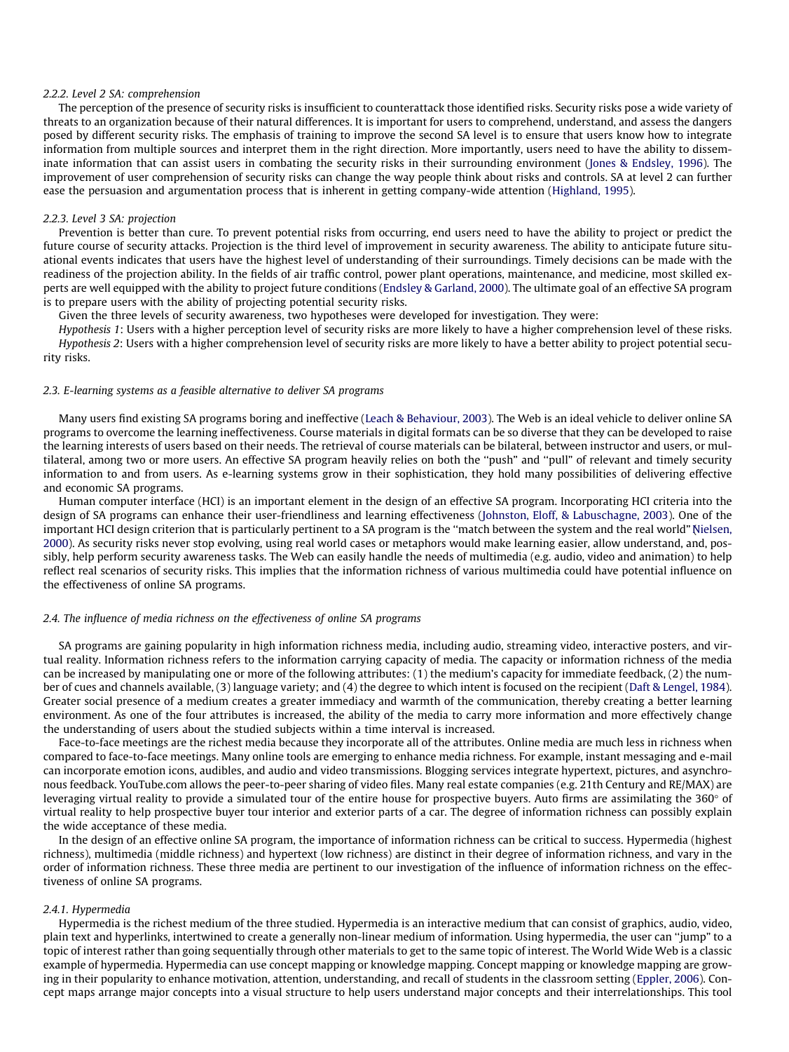#### 2.2.2. Level 2 SA: comprehension

The perception of the presence of security risks is insufficient to counterattack those identified risks. Security risks pose a wide variety of threats to an organization because of their natural differences. It is important for users to comprehend, understand, and assess the dangers posed by different security risks. The emphasis of training to improve the second SA level is to ensure that users know how to integrate information from multiple sources and interpret them in the right direction. More importantly, users need to have the ability to disseminate information that can assist users in combating the security risks in their surrounding environment (Jones & Endsley, 1996). The improvement of user comprehension of security risks can change the way people think about risks and controls. SA at level 2 can further ease the persuasion and argumentation process that is inherent in getting company-wide attention (Highland, 1995).

#### 2.2.3. Level 3 SA: projection

Prevention is better than cure. To prevent potential risks from occurring, end users need to have the ability to project or predict the future course of security attacks. Projection is the third level of improvement in security awareness. The ability to anticipate future situational events indicates that users have the highest level of understanding of their surroundings. Timely decisions can be made with the readiness of the projection ability. In the fields of air traffic control, power plant operations, maintenance, and medicine, most skilled experts are well equipped with the ability to project future conditions (Endsley & Garland, 2000). The ultimate goal of an effective SA program is to prepare users with the ability of projecting potential security risks.

Given the three levels of security awareness, two hypotheses were developed for investigation. They were:

*Hypothesis 1*: Users with a higher perception level of security risks are more likely to have a higher comprehension level of these risks.

*Hypothesis 2*: Users with a higher comprehension level of security risks are more likely to have a better ability to project potential security risks.

### 2.3. E-learning systems as a feasible alternative to deliver SA programs

Many users find existing SA programs boring and ineffective (Leach & Behaviour, 2003). The Web is an ideal vehicle to deliver online SA programs to overcome the learning ineffectiveness. Course materials in digital formats can be so diverse that they can be developed to raise the learning interests of users based on their needs. The retrieval of course materials can be bilateral, between instructor and users, or multilateral, among two or more users. An effective SA program heavily relies on both the "push" and "pull" of relevant and timely security information to and from users. As e-learning systems grow in their sophistication, they hold many possibilities of delivering effective and economic SA programs.

Human computer interface (HCI) is an important element in the design of an effective SA program. Incorporating HCI criteria into the design of SA programs can enhance their user-friendliness and learning effectiveness (Johnston, Eloff, & Labuschagne, 2003). One of the important HCI design criterion that is particularly pertinent to a SA program is the "match between the system and the real world" (Nielsen, 2000). As security risks never stop evolving, using real world cases or metaphors would make learning easier, allow understand, and, possibly, help perform security awareness tasks. The Web can easily handle the needs of multimedia (e.g. audio, video and animation) to help reflect real scenarios of security risks. This implies that the information richness of various multimedia could have potential influence on the effectiveness of online SA programs.

### 2.4. The influence of media richness on the effectiveness of online SA programs

SA programs are gaining popularity in high information richness media, including audio, streaming video, interactive posters, and virtual reality. Information richness refers to the information carrying capacity of media. The capacity or information richness of the media can be increased by manipulating one or more of the following attributes: (1) the medium's capacity for immediate feedback, (2) the number of cues and channels available, (3) language variety; and (4) the degree to which intent is focused on the recipient (Daft & Lengel, 1984). Greater social presence of a medium creates a greater immediacy and warmth of the communication, thereby creating a better learning environment. As one of the four attributes is increased, the ability of the media to carry more information and more effectively change the understanding of users about the studied subjects within a time interval is increased.

Face-to-face meetings are the richest media because they incorporate all of the attributes. Online media are much less in richness when compared to face-to-face meetings. Many online tools are emerging to enhance media richness. For example, instant messaging and e-mail can incorporate emotion icons, audibles, and audio and video transmissions. Blogging services integrate hypertext, pictures, and asynchronous feedback. YouTube.com allows the peer-to-peer sharing of video files. Many real estate companies (e.g. 21th Century and RE/MAX) are leveraging virtual reality to provide a simulated tour of the entire house for prospective buyers. Auto firms are assimilating the 360° of virtual reality to help prospective buyer tour interior and exterior parts of a car. The degree of information richness can possibly explain the wide acceptance of these media.

In the design of an effective online SA program, the importance of information richness can be critical to success. Hypermedia (highest richness), multimedia (middle richness) and hypertext (low richness) are distinct in their degree of information richness, and vary in the order of information richness. These three media are pertinent to our investigation of the influence of information richness on the effectiveness of online SA programs.

#### 2.4.1. Hypermedia

Hypermedia is the richest medium of the three studied. Hypermedia is an interactive medium that can consist of graphics, audio, video, plain text and hyperlinks, intertwined to create a generally non-linear medium of information. Using hypermedia, the user can "jump" to a topic of interest rather than going sequentially through other materials to get to the same topic of interest. The World Wide Web is a classic example of hypermedia. Hypermedia can use concept mapping or knowledge mapping. Concept mapping or knowledge mapping are growing in their popularity to enhance motivation, attention, understanding, and recall of students in the classroom setting (Eppler, 2006). Concept maps arrange major concepts into a visual structure to help users understand major concepts and their interrelationships. This tool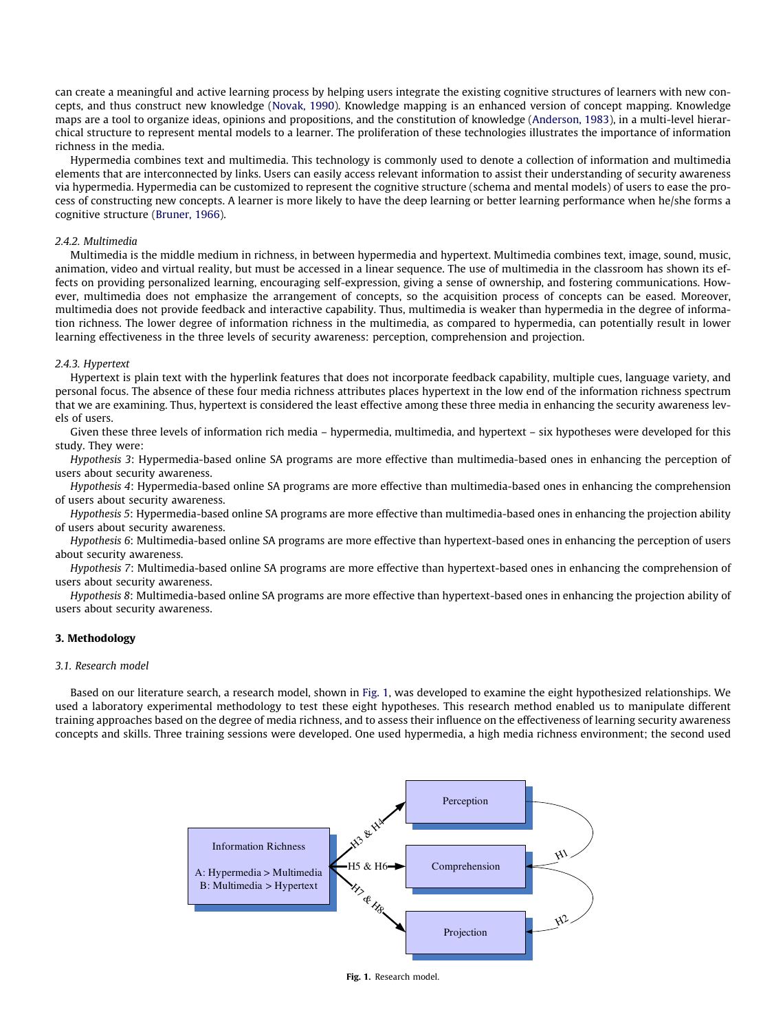can create a meaningful and active learning process by helping users integrate the existing cognitive structures of learners with new concepts, and thus construct new knowledge (Novak, 1990). Knowledge mapping is an enhanced version of concept mapping. Knowledge maps are a tool to organize ideas, opinions and propositions, and the constitution of knowledge (Anderson, 1983), in a multi-level hierarchical structure to represent mental models to a learner. The proliferation of these technologies illustrates the importance of information richness in the media.

Hypermedia combines text and multimedia. This technology is commonly used to denote a collection of information and multimedia elements that are interconnected by links. Users can easily access relevant information to assist their understanding of security awareness via hypermedia. Hypermedia can be customized to represent the cognitive structure (schema and mental models) of users to ease the process of constructing new concepts. A learner is more likely to have the deep learning or better learning performance when he/she forms a cognitive structure (Bruner, 1966).

*2.4.2. Multimedia*

Multimedia is the middle medium in richness, in between hypermedia and hypertext. Multimedia combines text, image, sound, music, animation, video and virtual reality, but must be accessed in a linear sequence. The use of multimedia in the classroom has shown its effects on providing personalized learning, encouraging self-expression, giving a sense of ownership, and fostering communications. However, multimedia does not emphasize the arrangement of concepts, so the acquisition process of concepts can be eased. Moreover, multimedia does not provide feedback and interactive capability. Thus, multimedia is weaker than hypermedia in the degree of information richness. The lower degree of information richness in the multimedia, as compared to hypermedia, can potentially result in lower learning effectiveness in the three levels of security awareness: perception, comprehension and projection.

*2.4.3. Hypertext*

Hypertext is plain text with the hyperlink features that does not incorporate feedback capability, multiple cues, language variety, and personal focus. The absence of these four media richness attributes places hypertext in the low end of the information richness spectrum that we are examining. Thus, hypertext is considered the least effective among these three media in enhancing the security awareness levels of users.

Given these three levels of information rich media – hypermedia, multimedia, and hypertext – six hypotheses were developed for this study. They were:

*Hypothesis 3*: Hypermedia-based online SA programs are more effective than multimedia-based ones in enhancing the perception of users about security awareness.

*Hypothesis 4*: Hypermedia-based online SA programs are more effective than multimedia-based ones in enhancing the comprehension of users about security awareness.

*Hypothesis 5*: Hypermedia-based online SA programs are more effective than multimedia-based ones in enhancing the projection ability of users about security awareness.

*Hypothesis 6*: Multimedia-based online SA programs are more effective than hypertext-based ones in enhancing the perception of users about security awareness.

*Hypothesis 7*: Multimedia-based online SA programs are more effective than hypertext-based ones in enhancing the comprehension of users about security awareness.

*Hypothesis 8*: Multimedia-based online SA programs are more effective than hypertext-based ones in enhancing the projection ability of users about security awareness.

## 3. Methodology

*3.1. Research model*

Based on our literature search, a research model, shown in Fig. 1, was developed to examine the eight hypothesized relationships. We used a laboratory experimental methodology to test these eight hypotheses. This research method enabled us to manipulate different training approaches based on the degree of media richness, and to assess their influence on the effectiveness of learning security awareness concepts and skills. Three training sessions were developed. One used hypermedia, a high media richness environment; the second used

Information Richness

A: Hypermedia > Multimedia
B: Multimedia > Hypertext

H3 & H4

H5 & H6

H7 & H8

Perception

Comprehension

Projection

H1

H2

**Fig. 1.** Research model.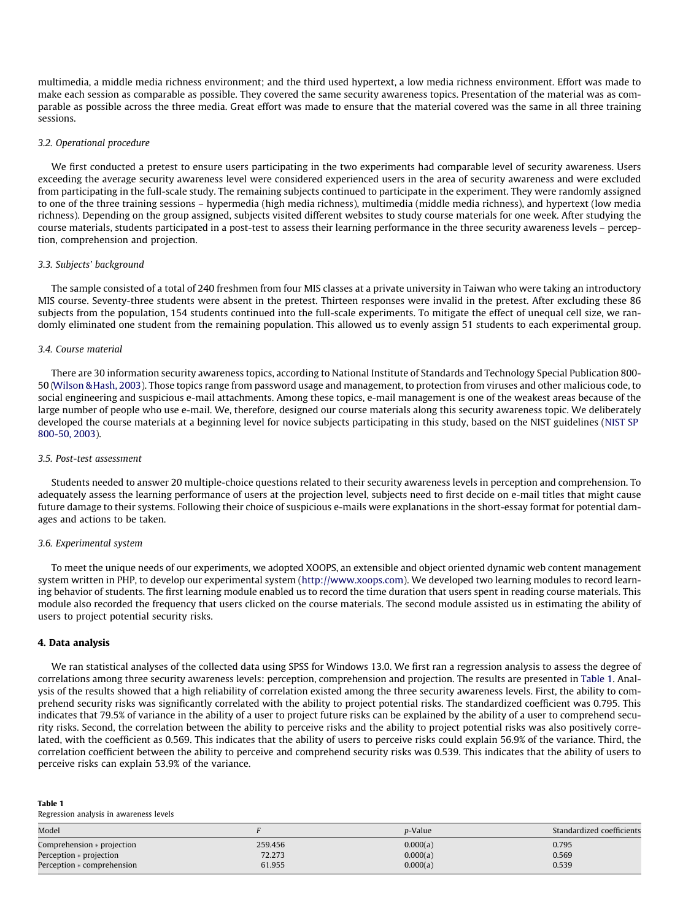multimedia, a middle media richness environment; and the third used hypertext, a low media richness environment. Effort was made to make each session as comparable as possible. They covered the same security awareness topics. Presentation of the material was as comparable as possible across the three media. Great effort was made to ensure that the material covered was the same in all three training sessions.

### *3.2. Operational procedure*

We first conducted a pretest to ensure users participating in the two experiments had comparable level of security awareness. Users exceeding the average security awareness level were considered experienced users in the area of security awareness and were excluded from participating in the full-scale study. The remaining subjects continued to participate in the experiment. They were randomly assigned to one of the three training sessions – hypermedia (high media richness), multimedia (middle media richness), and hypertext (low media richness). Depending on the group assigned, subjects visited different websites to study course materials for one week. After studying the course materials, students participated in a post-test to assess their learning performance in the three security awareness levels – perception, comprehension and projection.

### *3.3. Subjects' background*

The sample consisted of a total of 240 freshmen from four MIS classes at a private university in Taiwan who were taking an introductory MIS course. Seventy-three students were absent in the pretest. Thirteen responses were invalid in the pretest. After excluding these 86 subjects from the population, 154 students continued into the full-scale experiments. To mitigate the effect of unequal cell size, we randomly eliminated one student from the remaining population. This allowed us to evenly assign 51 students to each experimental group.

### *3.4. Course material*

There are 30 information security awareness topics, according to National Institute of Standards and Technology Special Publication 800-50 (Wilson &Hash, 2003). Those topics range from password usage and management, to protection from viruses and other malicious code, to social engineering and suspicious e-mail attachments. Among these topics, e-mail management is one of the weakest areas because of the large number of people who use e-mail. We, therefore, designed our course materials along this security awareness topic. We deliberately developed the course materials at a beginning level for novice subjects participating in this study, based on the NIST guidelines (NIST SP 800-50, 2003).

### *3.5. Post-test assessment*

Students needed to answer 20 multiple-choice questions related to their security awareness levels in perception and comprehension. To adequately assess the learning performance of users at the projection level, subjects need to first decide on e-mail titles that might cause future damage to their systems. Following their choice of suspicious e-mails were explanations in the short-essay format for potential damages and actions to be taken.

### *3.6. Experimental system*

To meet the unique needs of our experiments, we adopted XOOPS, an extensible and object oriented dynamic web content management system written in PHP, to develop our experimental system (http://www.xoops.com). We developed two learning modules to record learning behavior of students. The first learning module enabled us to record the time duration that users spent in reading course materials. This module also recorded the frequency that users clicked on the course materials. The second module assisted us in estimating the ability of users to project potential security risks.

## **4. Data analysis**

We ran statistical analyses of the collected data using SPSS for Windows 13.0. We first ran a regression analysis to assess the degree of correlations among three security awareness levels: perception, comprehension and projection. The results are presented in Table 1. Analysis of the results showed that a high reliability of correlation existed among the three security awareness levels. First, the ability to comprehend security risks was significantly correlated with the ability to project potential risks. The standardized coefficient was 0.795. This indicates that 79.5% of variance in the ability of a user to project future risks can be explained by the ability of a user to comprehend security risks. Second, the correlation between the ability to perceive risks and the ability to project potential risks was also positively correlated, with the coefficient as 0.569. This indicates that the ability of users to perceive risks could explain 56.9% of the variance. Third, the correlation coefficient between the ability to perceive and comprehend security risks was 0.539. This indicates that the ability of users to perceive risks can explain 53.9% of the variance.

**Table 1**
Regression analysis in awareness levels

| Model | *F* | *p*-Value | Standardized coefficients |
|---|---|---|---|
| Comprehension * projection | 259.456 | 0.000(a) | 0.795 |
| Perception * projection | 72.273 | 0.000(a) | 0.569 |
| Perception * comprehension | 61.955 | 0.000(a) | 0.539 |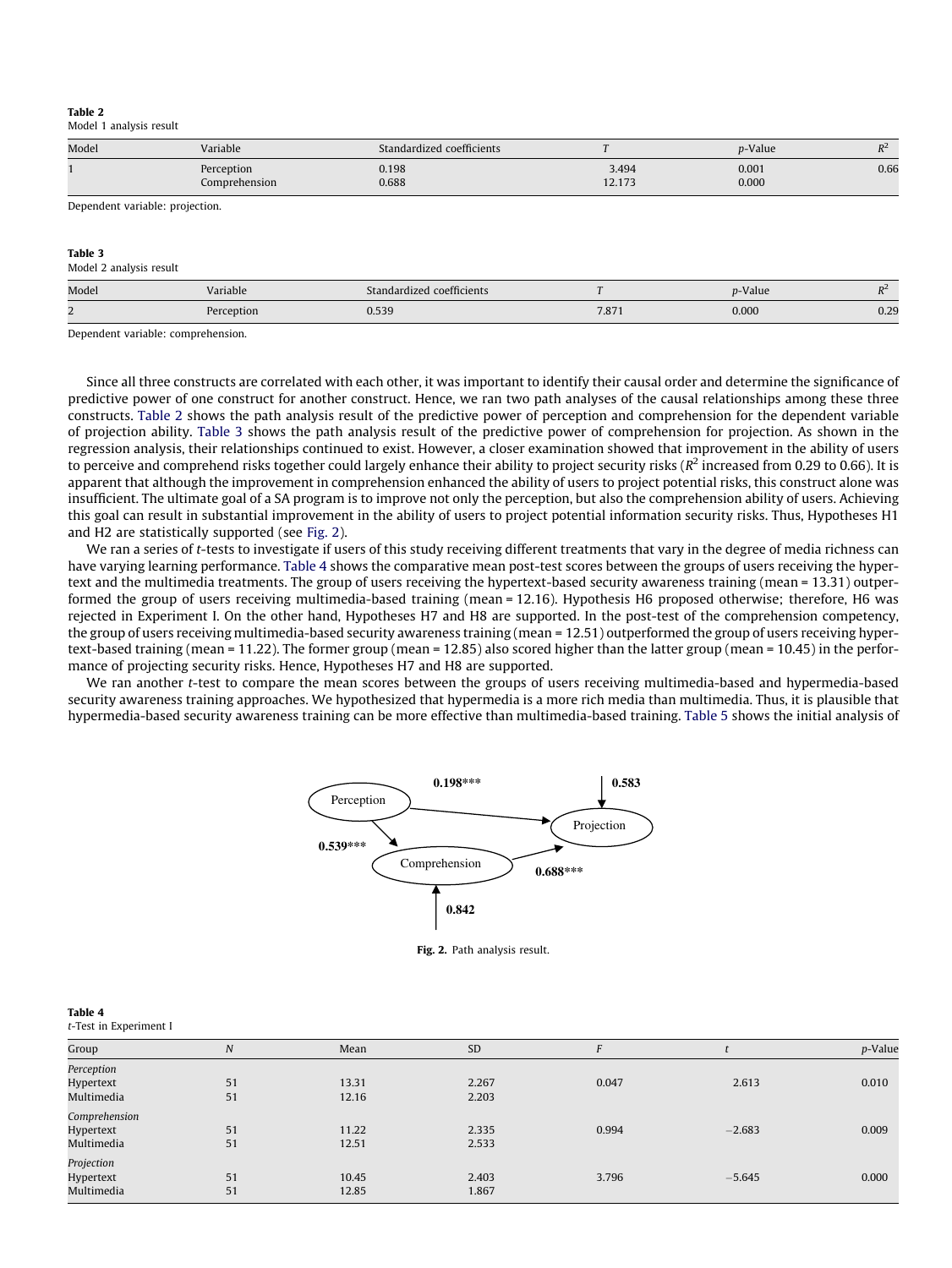**Table 2**
Model 1 analysis result

| Model | Variable | Standardized coefficients | T | p-Value | $R^2$ |
|---|---|---|---|---|---|
| 1 | Perception | 0.198 | 3.494 | 0.001 | 0.66 |
| | Comprehension | 0.688 | 12.173 | 0.000 | |

Dependent variable: projection.

**Table 3**
Model 2 analysis result

| Model | Variable | Standardized coefficients | T | p-Value | $R^2$ |
|---|---|---|---|---|---|
| 2 | Perception | 0.539 | 7.871 | 0.000 | 0.29 |

Dependent variable: comprehension.

Since all three constructs are correlated with each other, it was important to identify their causal order and determine the significance of predictive power of one construct for another construct. Hence, we ran two path analyses of the causal relationships among these three constructs. Table 2 shows the path analysis result of the predictive power of perception and comprehension for the dependent variable of projection ability. Table 3 shows the path analysis result of the predictive power of comprehension for projection. As shown in the regression analysis, their relationships continued to exist. However, a closer examination showed that improvement in the ability of users to perceive and comprehend risks together could largely enhance their ability to project security risks ($R^2$ increased from 0.29 to 0.66). It is apparent that although the improvement in comprehension enhanced the ability of users to project potential risks, this construct alone was insufficient. The ultimate goal of a SA program is to improve not only the perception, but also the comprehension ability of users. Achieving this goal can result in substantial improvement in the ability of users to project potential information security risks. Thus, Hypotheses H1 and H2 are statistically supported (see Fig. 2).

We ran a series of t-tests to investigate if users of this study receiving different treatments that vary in the degree of media richness can have varying learning performance. Table 4 shows the comparative mean post-test scores between the groups of users receiving the hypertext and the multimedia treatments. The group of users receiving the hypertext-based security awareness training (mean = 13.31) outperformed the group of users receiving multimedia-based training (mean = 12.16). Hypothesis H6 proposed otherwise; therefore, H6 was rejected in Experiment I. On the other hand, Hypotheses H7 and H8 are supported. In the post-test of the comprehension competency, the group of users receiving multimedia-based security awareness training (mean = 12.51) outperformed the group of users receiving hypertext-based training (mean = 11.22). The former group (mean = 12.85) also scored higher than the latter group (mean = 10.45) in the performance of projecting security risks. Hence, Hypotheses H7 and H8 are supported.

We ran another t-test to compare the mean scores between the groups of users receiving multimedia-based and hypermedia-based security awareness training approaches. We hypothesized that hypermedia is a more rich media than multimedia. Thus, it is plausible that hypermedia-based security awareness training can be more effective than multimedia-based training. Table 5 shows the initial analysis of

Perception → Projection: 0.198***; Perception → Comprehension: 0.539***; Comprehension → Projection: 0.688***; Projection: 0.583; Comprehension: 0.842

**Fig. 2.** Path analysis result.

**Table 4**
t-Test in Experiment I

| Group | N | Mean | SD | F | t | p-Value |
|---|---|---|---|---|---|---|
| *Perception* | | | | | | |
| Hypertext | 51 | 13.31 | 2.267 | 0.047 | 2.613 | 0.010 |
| Multimedia | 51 | 12.16 | 2.203 | | | |
| *Comprehension* | | | | | | |
| Hypertext | 51 | 11.22 | 2.335 | 0.994 | −2.683 | 0.009 |
| Multimedia | 51 | 12.51 | 2.533 | | | |
| *Projection* | | | | | | |
| Hypertext | 51 | 10.45 | 2.403 | 3.796 | −5.645 | 0.000 |
| Multimedia | 51 | 12.85 | 1.867 | | | |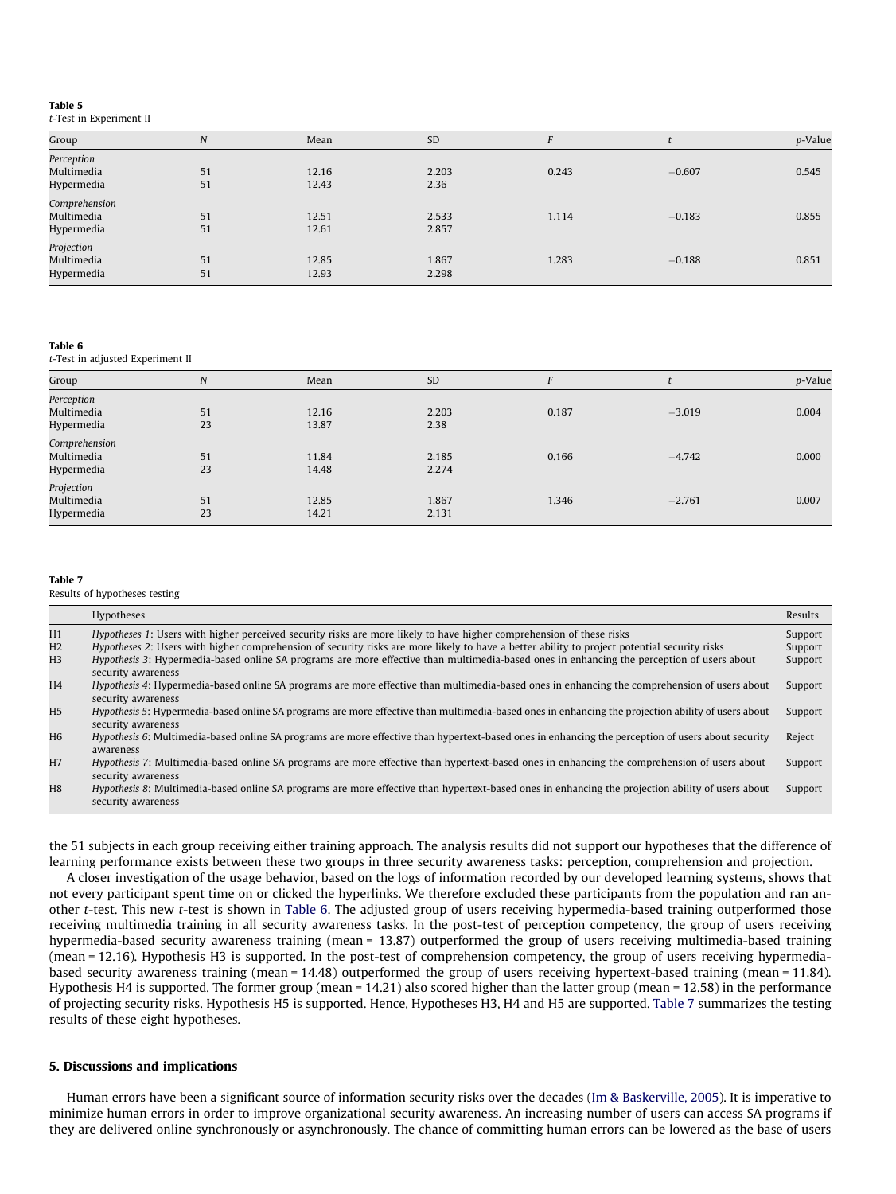**Table 5**
*t*-Test in Experiment II

| Group | *N* | Mean | SD | *F* | *t* | *p*-Value |
|---|---|---|---|---|---|---|
| *Perception* | | | | | | |
| Multimedia | 51 | 12.16 | 2.203 | 0.243 | −0.607 | 0.545 |
| Hypermedia | 51 | 12.43 | 2.36 | | | |
| *Comprehension* | | | | | | |
| Multimedia | 51 | 12.51 | 2.533 | 1.114 | −0.183 | 0.855 |
| Hypermedia | 51 | 12.61 | 2.857 | | | |
| *Projection* | | | | | | |
| Multimedia | 51 | 12.85 | 1.867 | 1.283 | −0.188 | 0.851 |
| Hypermedia | 51 | 12.93 | 2.298 | | | |

**Table 6**
*t*-Test in adjusted Experiment II

| Group | *N* | Mean | SD | *F* | *t* | *p*-Value |
|---|---|---|---|---|---|---|
| *Perception* | | | | | | |
| Multimedia | 51 | 12.16 | 2.203 | 0.187 | −3.019 | 0.004 |
| Hypermedia | 23 | 13.87 | 2.38 | | | |
| *Comprehension* | | | | | | |
| Multimedia | 51 | 11.84 | 2.185 | 0.166 | −4.742 | 0.000 |
| Hypermedia | 23 | 14.48 | 2.274 | | | |
| *Projection* | | | | | | |
| Multimedia | 51 | 12.85 | 1.867 | 1.346 | −2.761 | 0.007 |
| Hypermedia | 23 | 14.21 | 2.131 | | | |

**Table 7**
Results of hypotheses testing

| | Hypotheses | Results |
|---|---|---|
| H1 | *Hypotheses 1*: Users with higher perceived security risks are more likely to have higher comprehension of these risks | Support |
| H2 | *Hypotheses 2*: Users with higher comprehension of security risks are more likely to have a better ability to project potential security risks | Support |
| H3 | *Hypothesis 3*: Hypermedia-based online SA programs are more effective than multimedia-based ones in enhancing the perception of users about security awareness | Support |
| H4 | *Hypothesis 4*: Hypermedia-based online SA programs are more effective than multimedia-based ones in enhancing the comprehension of users about security awareness | Support |
| H5 | *Hypothesis 5*: Hypermedia-based online SA programs are more effective than multimedia-based ones in enhancing the projection ability of users about security awareness | Support |
| H6 | *Hypothesis 6*: Multimedia-based online SA programs are more effective than hypertext-based ones in enhancing the perception of users about security awareness | Reject |
| H7 | *Hypothesis 7*: Multimedia-based online SA programs are more effective than hypertext-based ones in enhancing the comprehension of users about security awareness | Support |
| H8 | *Hypothesis 8*: Multimedia-based online SA programs are more effective than hypertext-based ones in enhancing the projection ability of users about security awareness | Support |

the 51 subjects in each group receiving either training approach. The analysis results did not support our hypotheses that the difference of learning performance exists between these two groups in three security awareness tasks: perception, comprehension and projection.

A closer investigation of the usage behavior, based on the logs of information recorded by our developed learning systems, shows that not every participant spent time on or clicked the hyperlinks. We therefore excluded these participants from the population and ran another *t*-test. This new *t*-test is shown in Table 6. The adjusted group of users receiving hypermedia-based training outperformed those receiving multimedia training in all security awareness tasks. In the post-test of perception competency, the group of users receiving hypermedia-based security awareness training (mean = 13.87) outperformed the group of users receiving multimedia-based training (mean = 12.16). Hypothesis H3 is supported. In the post-test of comprehension competency, the group of users receiving hypermedia-based security awareness training (mean = 14.48) outperformed the group of users receiving hypertext-based training (mean = 11.84). Hypothesis H4 is supported. The former group (mean = 14.21) also scored higher than the latter group (mean = 12.58) in the performance of projecting security risks. Hypothesis H5 is supported. Hence, Hypotheses H3, H4 and H5 are supported. Table 7 summarizes the testing results of these eight hypotheses.

## 5. Discussions and implications

Human errors have been a significant source of information security risks over the decades (Im & Baskerville, 2005). It is imperative to minimize human errors in order to improve organizational security awareness. An increasing number of users can access SA programs if they are delivered online synchronously or asynchronously. The chance of committing human errors can be lowered as the base of users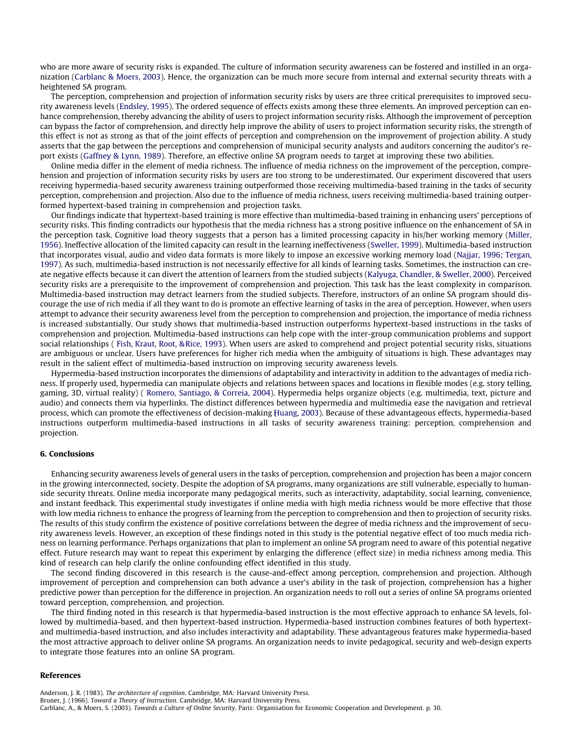who are more aware of security risks is expanded. The culture of information security awareness can be fostered and instilled in an organization (Carblanc & Moers, 2003). Hence, the organization can be much more secure from internal and external security threats with a heightened SA program.

The perception, comprehension and projection of information security risks by users are three critical prerequisites to improved security awareness levels (Endsley, 1995). The ordered sequence of effects exists among these three elements. An improved perception can enhance comprehension, thereby advancing the ability of users to project information security risks. Although the improvement of perception can bypass the factor of comprehension, and directly help improve the ability of users to project information security risks, the strength of this effect is not as strong as that of the joint effects of perception and comprehension on the improvement of projection ability. A study asserts that the gap between the perceptions and comprehension of municipal security analysts and auditors concerning the auditor's report exists (Gaffney & Lynn, 1989). Therefore, an effective online SA program needs to target at improving these two abilities.

Online media differ in the element of media richness. The influence of media richness on the improvement of the perception, comprehension and projection of information security risks by users are too strong to be underestimated. Our experiment discovered that users receiving hypermedia-based security awareness training outperformed those receiving multimedia-based training in the tasks of security perception, comprehension and projection. Also due to the influence of media richness, users receiving multimedia-based training outperformed hypertext-based training in comprehension and projection tasks.

Our findings indicate that hypertext-based training is more effective than multimedia-based training in enhancing users' perceptions of security risks. This finding contradicts our hypothesis that the media richness has a strong positive influence on the enhancement of SA in the perception task. Cognitive load theory suggests that a person has a limited processing capacity in his/her working memory (Miller, 1956). Ineffective allocation of the limited capacity can result in the learning ineffectiveness (Sweller, 1999). Multimedia-based instruction that incorporates visual, audio and video data formats is more likely to impose an excessive working memory load (Najjar, 1996; Tergan, 1997). As such, multimedia-based instruction is not necessarily effective for all kinds of learning tasks. Sometimes, the instruction can create negative effects because it can divert the attention of learners from the studied subjects (Kalyuga, Chandler, & Sweller, 2000). Perceived security risks are a prerequisite to the improvement of comprehension and projection. This task has the least complexity in comparison. Multimedia-based instruction may detract learners from the studied subjects. Therefore, instructors of an online SA program should discourage the use of rich media if all they want to do is promote an effective learning of tasks in the area of perception. However, when users attempt to advance their security awareness level from the perception to comprehension and projection, the importance of media richness is increased substantially. Our study shows that multimedia-based instruction outperforms hypertext-based instructions in the tasks of comprehension and projection. Multimedia-based instructions can help cope with the inter-group communication problems and support social relationships ( Fish, Kraut, Root, &Rice, 1993). When users are asked to comprehend and project potential security risks, situations are ambiguous or unclear. Users have preferences for higher rich media when the ambiguity of situations is high. These advantages may result in the salient effect of multimedia-based instruction on improving security awareness levels.

Hypermedia-based instruction incorporates the dimensions of adaptability and interactivity in addition to the advantages of media richness. If properly used, hypermedia can manipulate objects and relations between spaces and locations in flexible modes (e.g. story telling, gaming, 3D, virtual reality) ( Romero, Santiago, & Correia, 2004). Hypermedia helps organize objects (e.g. multimedia, text, picture and audio) and connects them via hyperlinks. The distinct differences between hypermedia and multimedia ease the navigation and retrieval process, which can promote the effectiveness of decision-making (Huang, 2003). Because of these advantageous effects, hypermedia-based instructions outperform multimedia-based instructions in all tasks of security awareness training: perception, comprehension and projection.

## 6. Conclusions

Enhancing security awareness levels of general users in the tasks of perception, comprehension and projection has been a major concern in the growing interconnected, society. Despite the adoption of SA programs, many organizations are still vulnerable, especially to human-side security threats. Online media incorporate many pedagogical merits, such as interactivity, adaptability, social learning, convenience, and instant feedback. This experimental study investigates if online media with high media richness would be more effective that those with low media richness to enhance the progress of learning from the perception to comprehension and then to projection of security risks. The results of this study confirm the existence of positive correlations between the degree of media richness and the improvement of security awareness levels. However, an exception of these findings noted in this study is the potential negative effect of too much media richness on learning performance. Perhaps organizations that plan to implement an online SA program need to aware of this potential negative effect. Future research may want to repeat this experiment by enlarging the difference (effect size) in media richness among media. This kind of research can help clarify the online confounding effect identified in this study.

The second finding discovered in this research is the cause-and-effect among perception, comprehension and projection. Although improvement of perception and comprehension can both advance a user's ability in the task of projection, comprehension has a higher predictive power than perception for the difference in projection. An organization needs to roll out a series of online SA programs oriented toward perception, comprehension, and projection.

The third finding noted in this research is that hypermedia-based instruction is the most effective approach to enhance SA levels, followed by multimedia-based, and then hypertext-based instruction. Hypermedia-based instruction combines features of both hypertext- and multimedia-based instruction, and also includes interactivity and adaptability. These advantageous features make hypermedia-based the most attractive approach to deliver online SA programs. An organization needs to invite pedagogical, security and web-design experts to integrate those features into an online SA program.

## References

Anderson, J. R. (1983). *The architecture of cognition*. Cambridge, MA: Harvard University Press.
Bruner, J. (1966). *Toward a Theory of Instruction*. Cambridge, MA: Harvard University Press.
Carblanc, A., & Moers, S. (2003). *Towards a Culture of Online Security*. Paris: Organisation for Economic Cooperation and Development. p. 30.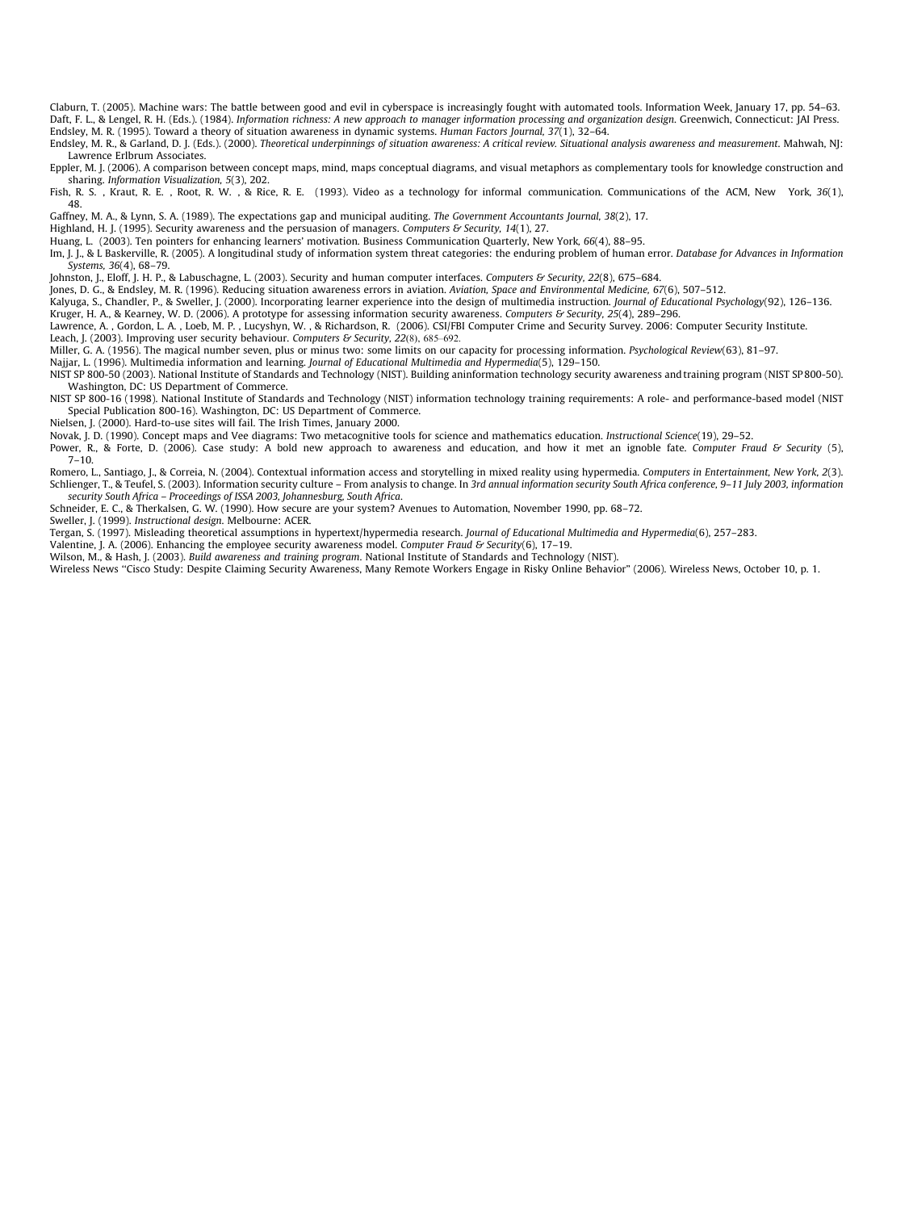Claburn, T. (2005). Machine wars: The battle between good and evil in cyberspace is increasingly fought with automated tools. Information Week, January 17, pp. 54–63.

Daft, F. L., & Lengel, R. H. (Eds.). (1984). *Information richness: A new approach to manager information processing and organization design*. Greenwich, Connecticut: JAI Press.

Endsley, M. R. (1995). Toward a theory of situation awareness in dynamic systems. *Human Factors Journal, 37*(1), 32–64.

Endsley, M. R., & Garland, D. J. (Eds.). (2000). *Theoretical underpinnings of situation awareness: A critical review. Situational analysis awareness and measurement*. Mahwah, NJ: Lawrence Erlbrum Associates.

Eppler, M. J. (2006). A comparison between concept maps, mind, maps conceptual diagrams, and visual metaphors as complementary tools for knowledge construction and sharing. *Information Visualization, 5*(3), 202.

Fish, R. S. , Kraut, R. E. , Root, R. W. , & Rice, R. E. (1993). Video as a technology for informal communication. Communications of the ACM, New York, *36*(1), 48.

Gaffney, M. A., & Lynn, S. A. (1989). The expectations gap and municipal auditing. *The Government Accountants Journal, 38*(2), 17.

Highland, H. J. (1995). Security awareness and the persuasion of managers. *Computers & Security, 14*(1), 27.

Huang, L. (2003). Ten pointers for enhancing learners' motivation. Business Communication Quarterly, New York, *66*(4), 88–95.

Im, J. J., & L Baskerville, R. (2005). A longitudinal study of information system threat categories: the enduring problem of human error. *Database for Advances in Information Systems, 36*(4), 68–79.

Johnston, J., Eloff, J. H. P., & Labuschagne, L. (2003). Security and human computer interfaces. *Computers & Security, 22*(8), 675–684.

Jones, D. G., & Endsley, M. R. (1996). Reducing situation awareness errors in aviation. *Aviation, Space and Environmental Medicine, 67*(6), 507–512.

Kalyuga, S., Chandler, P., & Sweller, J. (2000). Incorporating learner experience into the design of multimedia instruction. *Journal of Educational Psychology*(92), 126–136.

Kruger, H. A., & Kearney, W. D. (2006). A prototype for assessing information security awareness. *Computers & Security, 25*(4), 289–296.

Lawrence, A. , Gordon, L. A. , Loeb, M. P. , Lucyshyn, W. , & Richardson, R. (2006). CSI/FBI Computer Crime and Security Survey. 2006: Computer Security Institute.

Leach, J. (2003). Improving user security behaviour. *Computers & Security, 22*(8), 685–692.

Miller, G. A. (1956). The magical number seven, plus or minus two: some limits on our capacity for processing information. *Psychological Review*(63), 81–97.

Najjar, L. (1996). Multimedia information and learning. *Journal of Educational Multimedia and Hypermedia*(5), 129–150.

NIST SP 800-50 (2003). National Institute of Standards and Technology (NIST). Building aninformation technology security awareness and training program (NIST SP800-50). Washington, DC: US Department of Commerce.

NIST SP 800-16 (1998). National Institute of Standards and Technology (NIST) information technology training requirements: A role- and performance-based model (NIST Special Publication 800-16). Washington, DC: US Department of Commerce.

Nielsen, J. (2000). Hard-to-use sites will fail. The Irish Times, January 2000.

Novak, J. D. (1990). Concept maps and Vee diagrams: Two metacognitive tools for science and mathematics education. *Instructional Science*(19), 29–52.

Power, R., & Forte, D. (2006). Case study: A bold new approach to awareness and education, and how it met an ignoble fate. *Computer Fraud & Security* (5), 7–10.

Romero, L., Santiago, J., & Correia, N. (2004). Contextual information access and storytelling in mixed reality using hypermedia. *Computers in Entertainment, New York, 2*(3).

Schlienger, T., & Teufel, S. (2003). Information security culture – From analysis to change. In *3rd annual information security South Africa conference, 9–11 July 2003, information security South Africa – Proceedings of ISSA 2003, Johannesburg, South Africa*.

Schneider, E. C., & Therkalsen, G. W. (1990). How secure are your system? Avenues to Automation, November 1990, pp. 68–72.

Sweller, J. (1999). *Instructional design*. Melbourne: ACER.

Tergan, S. (1997). Misleading theoretical assumptions in hypertext/hypermedia research. *Journal of Educational Multimedia and Hypermedia*(6), 257–283.

Valentine, J. A. (2006). Enhancing the employee security awareness model. *Computer Fraud & Security*(6), 17–19.

Wilson, M., & Hash, J. (2003). *Build awareness and training program*. National Institute of Standards and Technology (NIST).

Wireless News ''Cisco Study: Despite Claiming Security Awareness, Many Remote Workers Engage in Risky Online Behavior'' (2006). Wireless News, October 10, p. 1.